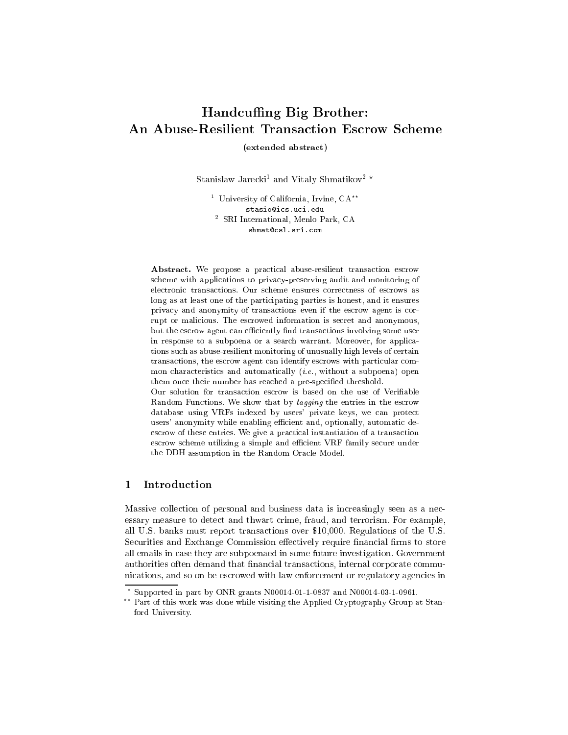# Handcuffing Big Brother: An Abuse-Resilient Transaction Escrow Scheme

**(extended abstract)**

Stanislaw Jarecki[1] and Vitaly Shmatikov[2] *

[1] University of California, Irvine, CA**
stasio@ics.uci.edu
[2] SRI International, Menlo Park, CA
shmat@csl.sri.com

**Abstract.** We propose a practical abuse-resilient transaction escrow scheme with applications to privacy-preserving audit and monitoring of electronic transactions. Our scheme ensures correctness of escrows as long as at least one of the participating parties is honest, and it ensures privacy and anonymity of transactions even if the escrow agent is corrupt or malicious. The escrowed information is secret and anonymous, but the escrow agent can efficiently find transactions involving some user in response to a subpoena or a search warrant. Moreover, for applications such as abuse-resilient monitoring of unusually high levels of certain transactions, the escrow agent can identify escrows with particular common characteristics and automatically (*i.e.*, without a subpoena) open them once their number has reached a pre-specified threshold.

Our solution for transaction escrow is based on the use of Verifiable Random Functions. We show that by *tagging* the entries in the escrow database using VRFs indexed by users' private keys, we can protect users' anonymity while enabling efficient and, optionally, automatic de-escrow of these entries. We give a practical instantiation of a transaction escrow scheme utilizing a simple and efficient VRF family secure under the DDH assumption in the Random Oracle Model.

## 1 Introduction

Massive collection of personal and business data is increasingly seen as a necessary measure to detect and thwart crime, fraud, and terrorism. For example, all U.S. banks must report transactions over $10,000. Regulations of the U.S. Securities and Exchange Commission effectively require financial firms to store all emails in case they are subpoenaed in some future investigation. Government authorities often demand that financial transactions, internal corporate communications, and so on be escrowed with law enforcement or regulatory agencies in

---

* Supported in part by ONR grants N00014-01-1-0837 and N00014-03-1-0961.

** Part of this work was done while visiting the Applied Cryptography Group at Stanford University.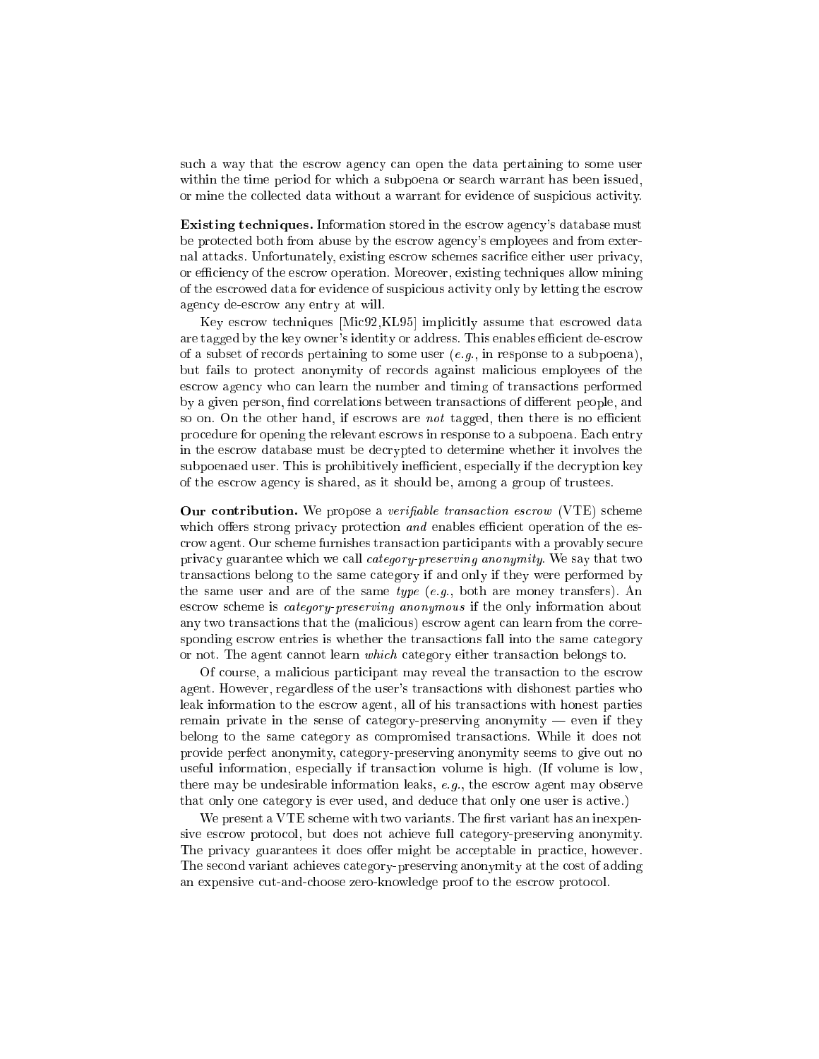such a way that the escrow agency can open the data pertaining to some user within the time period for which a subpoena or search warrant has been issued, or mine the collected data without a warrant for evidence of suspicious activity.

**Existing techniques.** Information stored in the escrow agency's database must be protected both from abuse by the escrow agency's employees and from external attacks. Unfortunately, existing escrow schemes sacrifice either user privacy, or efficiency of the escrow operation. Moreover, existing techniques allow mining of the escrowed data for evidence of suspicious activity only by letting the escrow agency de-escrow any entry at will.

Key escrow techniques [Mic92,KL95] implicitly assume that escrowed data are tagged by the key owner's identity or address. This enables efficient de-escrow of a subset of records pertaining to some user (*e.g.*, in response to a subpoena), but fails to protect anonymity of records against malicious employees of the escrow agency who can learn the number and timing of transactions performed by a given person, find correlations between transactions of different people, and so on. On the other hand, if escrows are *not* tagged, then there is no efficient procedure for opening the relevant escrows in response to a subpoena. Each entry in the escrow database must be decrypted to determine whether it involves the subpoenaed user. This is prohibitively inefficient, especially if the decryption key of the escrow agency is shared, as it should be, among a group of trustees.

**Our contribution.** We propose a *verifiable transaction escrow* (VTE) scheme which offers strong privacy protection *and* enables efficient operation of the escrow agent. Our scheme furnishes transaction participants with a provably secure privacy guarantee which we call *category-preserving anonymity*. We say that two transactions belong to the same category if and only if they were performed by the same user and are of the same *type* (*e.g.*, both are money transfers). An escrow scheme is *category-preserving anonymous* if the only information about any two transactions that the (malicious) escrow agent can learn from the corresponding escrow entries is whether the transactions fall into the same category or not. The agent cannot learn *which* category either transaction belongs to.

Of course, a malicious participant may reveal the transaction to the escrow agent. However, regardless of the user's transactions with dishonest parties who leak information to the escrow agent, all of his transactions with honest parties remain private in the sense of category-preserving anonymity — even if they belong to the same category as compromised transactions. While it does not provide perfect anonymity, category-preserving anonymity seems to give out no useful information, especially if transaction volume is high. (If volume is low, there may be undesirable information leaks, *e.g.*, the escrow agent may observe that only one category is ever used, and deduce that only one user is active.)

We present a VTE scheme with two variants. The first variant has an inexpensive escrow protocol, but does not achieve full category-preserving anonymity. The privacy guarantees it does offer might be acceptable in practice, however. The second variant achieves category-preserving anonymity at the cost of adding an expensive cut-and-choose zero-knowledge proof to the escrow protocol.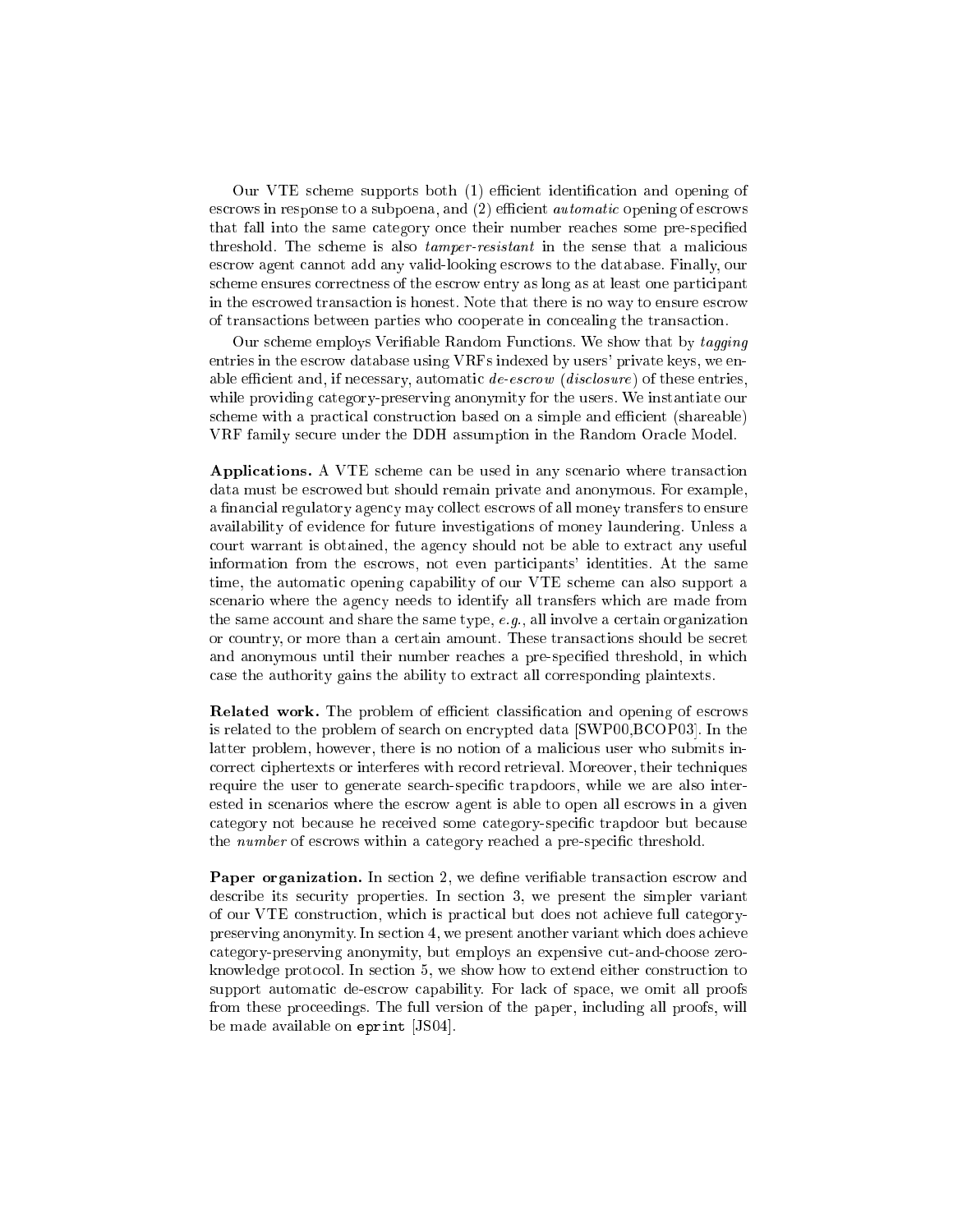Our VTE scheme supports both (1) efficient identification and opening of escrows in response to a subpoena, and (2) efficient *automatic* opening of escrows that fall into the same category once their number reaches some pre-specified threshold. The scheme is also *tamper-resistant* in the sense that a malicious escrow agent cannot add any valid-looking escrows to the database. Finally, our scheme ensures correctness of the escrow entry as long as at least one participant in the escrowed transaction is honest. Note that there is no way to ensure escrow of transactions between parties who cooperate in concealing the transaction.

Our scheme employs Verifiable Random Functions. We show that by *tagging* entries in the escrow database using VRFs indexed by users' private keys, we enable efficient and, if necessary, automatic *de-escrow* (*disclosure*) of these entries, while providing category-preserving anonymity for the users. We instantiate our scheme with a practical construction based on a simple and efficient (shareable) VRF family secure under the DDH assumption in the Random Oracle Model.

**Applications.** A VTE scheme can be used in any scenario where transaction data must be escrowed but should remain private and anonymous. For example, a financial regulatory agency may collect escrows of all money transfers to ensure availability of evidence for future investigations of money laundering. Unless a court warrant is obtained, the agency should not be able to extract any useful information from the escrows, not even participants' identities. At the same time, the automatic opening capability of our VTE scheme can also support a scenario where the agency needs to identify all transfers which are made from the same account and share the same type, *e.g.*, all involve a certain organization or country, or more than a certain amount. These transactions should be secret and anonymous until their number reaches a pre-specified threshold, in which case the authority gains the ability to extract all corresponding plaintexts.

**Related work.** The problem of efficient classification and opening of escrows is related to the problem of search on encrypted data [SWP00,BCOP03]. In the latter problem, however, there is no notion of a malicious user who submits incorrect ciphertexts or interferes with record retrieval. Moreover, their techniques require the user to generate search-specific trapdoors, while we are also interested in scenarios where the escrow agent is able to open all escrows in a given category not because he received some category-specific trapdoor but because the *number* of escrows within a category reached a pre-specific threshold.

**Paper organization.** In section 2, we define verifiable transaction escrow and describe its security properties. In section 3, we present the simpler variant of our VTE construction, which is practical but does not achieve full category-preserving anonymity. In section 4, we present another variant which does achieve category-preserving anonymity, but employs an expensive cut-and-choose zero-knowledge protocol. In section 5, we show how to extend either construction to support automatic de-escrow capability. For lack of space, we omit all proofs from these proceedings. The full version of the paper, including all proofs, will be made available on `eprint` [JS04].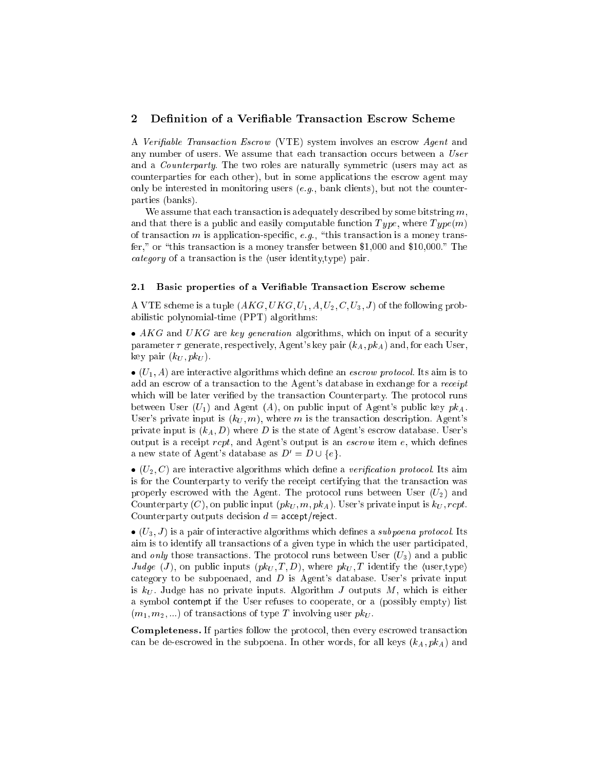## 2 Definition of a Verifiable Transaction Escrow Scheme

A *Verifiable Transaction Escrow* (VTE) system involves an escrow *Agent* and any number of users. We assume that each transaction occurs between a *User* and a *Counterparty*. The two roles are naturally symmetric (users may act as counterparties for each other), but in some applications the escrow agent may only be interested in monitoring users (*e.g.*, bank clients), but not the counterparties (banks).

We assume that each transaction is adequately described by some bitstring $m$, and that there is a public and easily computable function $Type$, where $Type(m)$ of transaction $m$ is application-specific, *e.g.*, "this transaction is a money transfer," or "this transaction is a money transfer between \$1,000 and \$10,000." The *category* of a transaction is the $\langle$user identity,type$\rangle$ pair.

### 2.1 Basic properties of a Verifiable Transaction Escrow scheme

A VTE scheme is a tuple $(AKG, UKG, U_1, A, U_2, C, U_3, J)$ of the following probabilistic polynomial-time (PPT) algorithms:

• $AKG$ and $UKG$ are *key generation* algorithms, which on input of a security parameter $\tau$ generate, respectively, Agent's key pair $(k_A, pk_A)$ and, for each User, key pair $(k_U, pk_U)$.

• $(U_1, A)$ are interactive algorithms which define an *escrow protocol*. Its aim is to add an escrow of a transaction to the Agent's database in exchange for a *receipt* which will be later verified by the transaction Counterparty. The protocol runs between User $(U_1)$ and Agent $(A)$, on public input of Agent's public key $pk_A$. User's private input is $(k_U, m)$, where $m$ is the transaction description. Agent's private input is $(k_A, D)$ where $D$ is the state of Agent's escrow database. User's output is a receipt $rcpt$, and Agent's output is an *escrow* item $e$, which defines a new state of Agent's database as $D' = D \cup \{e\}$.

• $(U_2, C)$ are interactive algorithms which define a *verification protocol*. Its aim is for the Counterparty to verify the receipt certifying that the transaction was properly escrowed with the Agent. The protocol runs between User $(U_2)$ and Counterparty $(C)$, on public input $(pk_U, m, pk_A)$. User's private input is $k_U, rcpt$. Counterparty outputs decision $d = \mathsf{accept}/\mathsf{reject}$.

• $(U_3, J)$ is a pair of interactive algorithms which defines a *subpoena protocol*. Its aim is to identify all transactions of a given type in which the user participated, and *only* those transactions. The protocol runs between User $(U_3)$ and a public *Judge* $(J)$, on public inputs $(pk_U, T, D)$, where $pk_U, T$ identify the $\langle$user,type$\rangle$ category to be subpoenaed, and $D$ is Agent's database. User's private input is $k_U$. Judge has no private inputs. Algorithm $J$ outputs $M$, which is either a symbol $\mathsf{contempt}$ if the User refuses to cooperate, or a (possibly empty) list $(m_1, m_2, ...)$ of transactions of type $T$ involving user $pk_U$.

**Completeness.** If parties follow the protocol, then every escrowed transaction can be de-escrowed in the subpoena. In other words, for all keys $(k_A, pk_A)$ and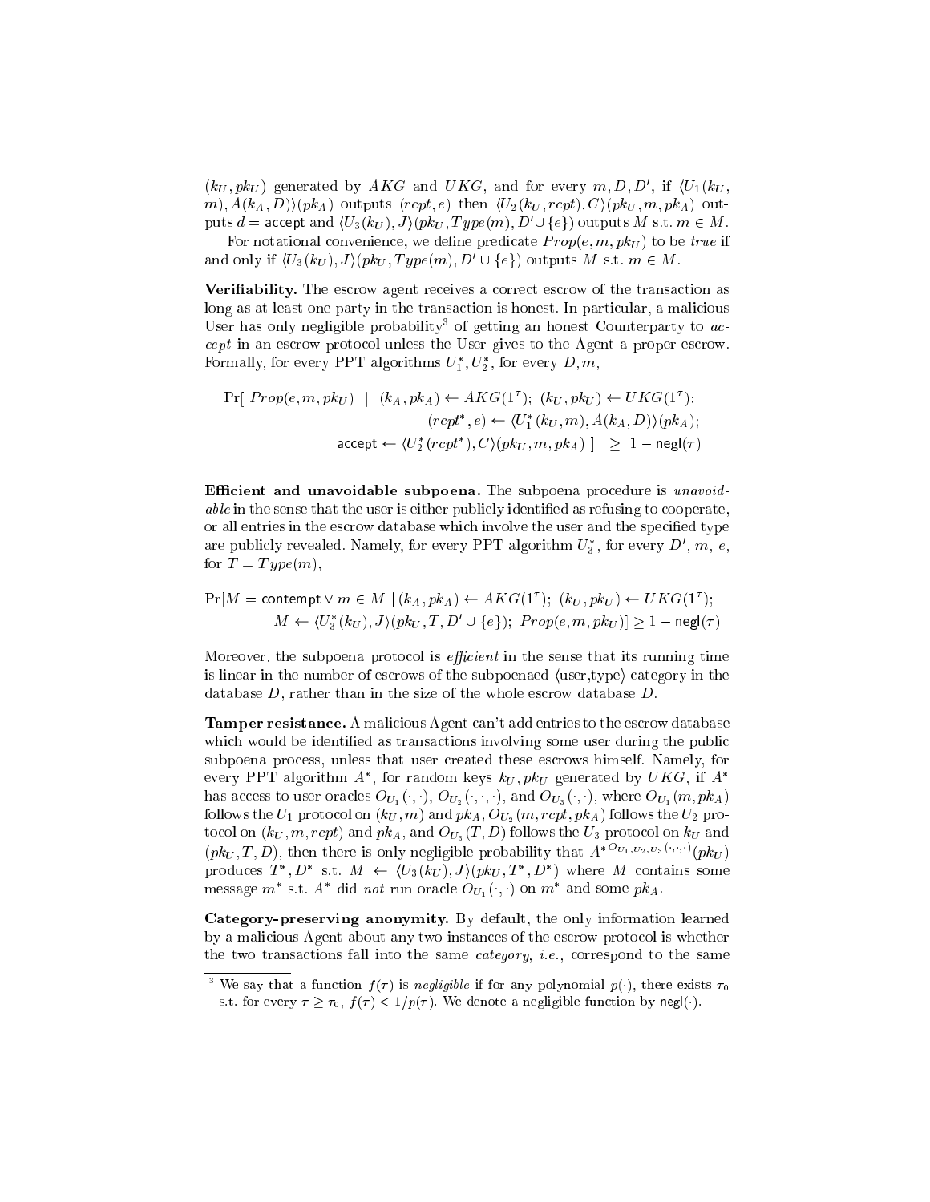$(k_U, pk_U)$ generated by $AKG$ and $UKG$, and for every $m, D, D'$, if $\langle U_1(k_U, m), A(k_A, D)\rangle(pk_A)$ outputs $(rcpt, e)$ then $\langle U_2(k_U, rcpt), C\rangle(pk_U, m, pk_A)$ outputs $d = \mathsf{accept}$ and $\langle U_3(k_U), J\rangle(pk_U, Type(m), D' \cup \{e\})$ outputs $M$ s.t. $m \in M$.

For notational convenience, we define predicate $Prop(e, m, pk_U)$ to be *true* if and only if $\langle U_3(k_U), J\rangle(pk_U, Type(m), D' \cup \{e\})$ outputs $M$ s.t. $m \in M$.

**Verifiability.** The escrow agent receives a correct escrow of the transaction as long as at least one party in the transaction is honest. In particular, a malicious User has only negligible probability[3] of getting an honest Counterparty to *accept* in an escrow protocol unless the User gives to the Agent a proper escrow. Formally, for every PPT algorithms $U_1^*, U_2^*$, for every $D, m$,

$$\begin{aligned}\Pr[\ Prop(e, m, pk_U) \ \mid \ (k_A, pk_A) \leftarrow AKG(1^\tau);\ (k_U, pk_U) \leftarrow UKG(1^\tau);\\ (rcpt^*, e) \leftarrow \langle U_1^*(k_U, m), A(k_A, D)\rangle(pk_A);\\ \mathsf{accept} \leftarrow \langle U_2^*(rcpt^*), C\rangle(pk_U, m, pk_A)\ ] \ \geq\ 1 - \mathsf{negl}(\tau)\end{aligned}$$

**Efficient and unavoidable subpoena.** The subpoena procedure is *unavoidable* in the sense that the user is either publicly identified as refusing to cooperate, or all entries in the escrow database which involve the user and the specified type are publicly revealed. Namely, for every PPT algorithm $U_3^*$, for every $D'$, $m$, $e$, for $T = Type(m)$,

$$\begin{aligned}\Pr[M = \mathsf{contempt} \lor m \in M \mid (k_A, pk_A) \leftarrow AKG(1^\tau);\ (k_U, pk_U) \leftarrow UKG(1^\tau);\\ M \leftarrow \langle U_3^*(k_U), J\rangle(pk_U, T, D' \cup \{e\});\ Prop(e, m, pk_U)] \geq 1 - \mathsf{negl}(\tau)\end{aligned}$$

Moreover, the subpoena protocol is *efficient* in the sense that its running time is linear in the number of escrows of the subpoenaed $\langle$user,type$\rangle$ category in the database $D$, rather than in the size of the whole escrow database $D$.

**Tamper resistance.** A malicious Agent can't add entries to the escrow database which would be identified as transactions involving some user during the public subpoena process, unless that user created these escrows himself. Namely, for every PPT algorithm $A^*$, for random keys $k_U, pk_U$ generated by $UKG$, if $A^*$ has access to user oracles $O_{U_1}(\cdot,\cdot)$, $O_{U_2}(\cdot,\cdot,\cdot)$, and $O_{U_3}(\cdot,\cdot)$, where $O_{U_1}(m, pk_A)$ follows the $U_1$ protocol on $(k_U, m)$ and $pk_A$, $O_{U_2}(m, rcpt, pk_A)$ follows the $U_2$ protocol on $(k_U, m, rcpt)$ and $pk_A$, and $O_{U_3}(T, D)$ follows the $U_3$ protocol on $k_U$ and $(pk_U, T, D)$, then there is only negligible probability that $A^{*O_{U_1,U_2,U_3}(\cdot,\cdot,\cdot)}(pk_U)$ produces $T^*, D^*$ s.t. $M \leftarrow \langle U_3(k_U), J\rangle(pk_U, T^*, D^*)$ where $M$ contains some message $m^*$ s.t. $A^*$ did *not* run oracle $O_{U_1}(\cdot,\cdot)$ on $m^*$ and some $pk_A$.

**Category-preserving anonymity.** By default, the only information learned by a malicious Agent about any two instances of the escrow protocol is whether the two transactions fall into the same *category*, *i.e.*, correspond to the same

[3] We say that a function $f(\tau)$ is *negligible* if for any polynomial $p(\cdot)$, there exists $\tau_0$ s.t. for every $\tau \geq \tau_0$, $f(\tau) < 1/p(\tau)$. We denote a negligible function by $\mathsf{negl}(\cdot)$.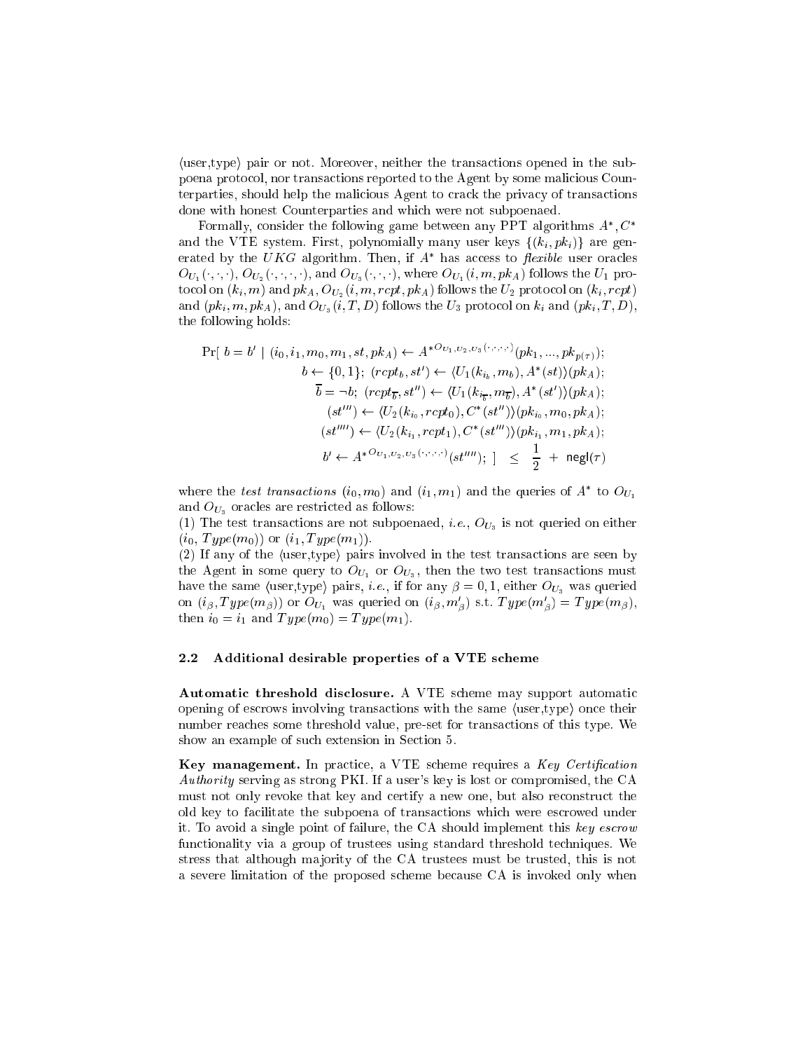⟨user,type⟩ pair or not. Moreover, neither the transactions opened in the subpoena protocol, nor transactions reported to the Agent by some malicious Counterparties, should help the malicious Agent to crack the privacy of transactions done with honest Counterparties and which were not subpoenaed.

Formally, consider the following game between any PPT algorithms $A^*, C^*$ and the VTE system. First, polynomially many user keys $\{(k_i, pk_i)\}$ are generated by the $UKG$ algorithm. Then, if $A^*$ has access to *flexible* user oracles $O_{U_1}(\cdot,\cdot,\cdot)$, $O_{U_2}(\cdot,\cdot,\cdot,\cdot)$, and $O_{U_3}(\cdot,\cdot,\cdot)$, where $O_{U_1}(i, m, pk_A)$ follows the $U_1$ protocol on $(k_i, m)$ and $pk_A$, $O_{U_2}(i, m, rcpt, pk_A)$ follows the $U_2$ protocol on $(k_i, rcpt)$ and $(pk_i, m, pk_A)$, and $O_{U_3}(i, T, D)$ follows the $U_3$ protocol on $k_i$ and $(pk_i, T, D)$, the following holds:

$$
\begin{aligned}
\Pr[\ b = b' \mid (i_0, i_1, m_0, m_1, st, pk_A) &\leftarrow A^{*O_{U_1,U_2,U_3}(\cdot,\cdot,\cdot,\cdot)}(pk_1, ..., pk_{p(\tau)}); \\
b \leftarrow \{0,1\};\ (rcpt_b, st') &\leftarrow \langle U_1(k_{i_b}, m_b), A^*(st)\rangle(pk_A); \\
\overline{b} = \neg b;\ (rcpt_{\overline{b}}, st'') &\leftarrow \langle U_1(k_{i_{\overline{b}}}, m_{\overline{b}}), A^*(st')\rangle(pk_A); \\
(st''') &\leftarrow \langle U_2(k_{i_0}, rcpt_0), C^*(st'')\rangle(pk_{i_0}, m_0, pk_A); \\
(st'''') &\leftarrow \langle U_2(k_{i_1}, rcpt_1), C^*(st''')\rangle(pk_{i_1}, m_1, pk_A); \\
b' &\leftarrow A^{*O_{U_1,U_2,U_3}(\cdot,\cdot,\cdot,\cdot)}(st''''); \ ] \ \leq \ \frac{1}{2} \ + \ \mathsf{negl}(\tau)
\end{aligned}
$$

where the *test transactions* $(i_0, m_0)$ and $(i_1, m_1)$ and the queries of $A^*$ to $O_{U_1}$ and $O_{U_3}$ oracles are restricted as follows:
(1) The test transactions are not subpoenaed, *i.e.*, $O_{U_3}$ is not queried on either $(i_0, Type(m_0))$ or $(i_1, Type(m_1))$.
(2) If any of the ⟨user,type⟩ pairs involved in the test transactions are seen by the Agent in some query to $O_{U_1}$ or $O_{U_3}$, then the two test transactions must have the same ⟨user,type⟩ pairs, *i.e.*, if for any $\beta = 0, 1$, either $O_{U_3}$ was queried on $(i_\beta, Type(m_\beta))$ or $O_{U_1}$ was queried on $(i_\beta, m'_\beta)$ s.t. $Type(m'_\beta) = Type(m_\beta)$, then $i_0 = i_1$ and $Type(m_0) = Type(m_1)$.

### 2.2 Additional desirable properties of a VTE scheme

**Automatic threshold disclosure.** A VTE scheme may support automatic opening of escrows involving transactions with the same ⟨user,type⟩ once their number reaches some threshold value, pre-set for transactions of this type. We show an example of such extension in Section 5.

**Key management.** In practice, a VTE scheme requires a *Key Certification Authority* serving as strong PKI. If a user's key is lost or compromised, the CA must not only revoke that key and certify a new one, but also reconstruct the old key to facilitate the subpoena of transactions which were escrowed under it. To avoid a single point of failure, the CA should implement this *key escrow* functionality via a group of trustees using standard threshold techniques. We stress that although majority of the CA trustees must be trusted, this is not a severe limitation of the proposed scheme because CA is invoked only when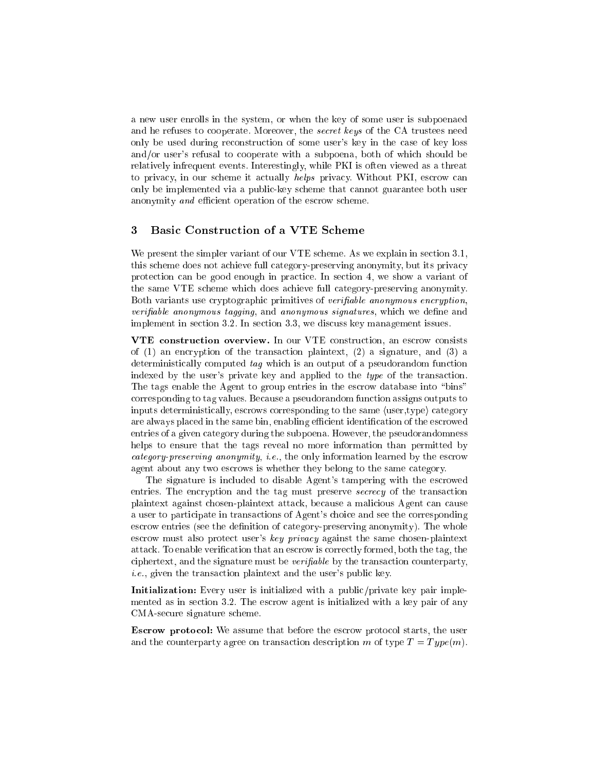a new user enrolls in the system, or when the key of some user is subpoenaed and he refuses to cooperate. Moreover, the *secret keys* of the CA trustees need only be used during reconstruction of some user's key in the case of key loss and/or user's refusal to cooperate with a subpoena, both of which should be relatively infrequent events. Interestingly, while PKI is often viewed as a threat to privacy, in our scheme it actually *helps* privacy. Without PKI, escrow can only be implemented via a public-key scheme that cannot guarantee both user anonymity *and* efficient operation of the escrow scheme.

## 3 Basic Construction of a VTE Scheme

We present the simpler variant of our VTE scheme. As we explain in section 3.1, this scheme does not achieve full category-preserving anonymity, but its privacy protection can be good enough in practice. In section 4, we show a variant of the same VTE scheme which does achieve full category-preserving anonymity. Both variants use cryptographic primitives of *verifiable anonymous encryption*, *verifiable anonymous tagging*, and *anonymous signatures*, which we define and implement in section 3.2. In section 3.3, we discuss key management issues.

**VTE construction overview.** In our VTE construction, an escrow consists of (1) an encryption of the transaction plaintext, (2) a signature, and (3) a deterministically computed *tag* which is an output of a pseudorandom function indexed by the user's private key and applied to the *type* of the transaction. The tags enable the Agent to group entries in the escrow database into "bins" corresponding to tag values. Because a pseudorandom function assigns outputs to inputs deterministically, escrows corresponding to the same $\langle$user,type$\rangle$ category are always placed in the same bin, enabling efficient identification of the escrowed entries of a given category during the subpoena. However, the pseudorandomness helps to ensure that the tags reveal no more information than permitted by *category-preserving anonymity*, *i.e.*, the only information learned by the escrow agent about any two escrows is whether they belong to the same category.

The signature is included to disable Agent's tampering with the escrowed entries. The encryption and the tag must preserve *secrecy* of the transaction plaintext against chosen-plaintext attack, because a malicious Agent can cause a user to participate in transactions of Agent's choice and see the corresponding escrow entries (see the definition of category-preserving anonymity). The whole escrow must also protect user's *key privacy* against the same chosen-plaintext attack. To enable verification that an escrow is correctly formed, both the tag, the ciphertext, and the signature must be *verifiable* by the transaction counterparty, *i.e.*, given the transaction plaintext and the user's public key.

**Initialization:** Every user is initialized with a public/private key pair implemented as in section 3.2. The escrow agent is initialized with a key pair of any CMA-secure signature scheme.

**Escrow protocol:** We assume that before the escrow protocol starts, the user and the counterparty agree on transaction description $m$ of type $T = Type(m)$.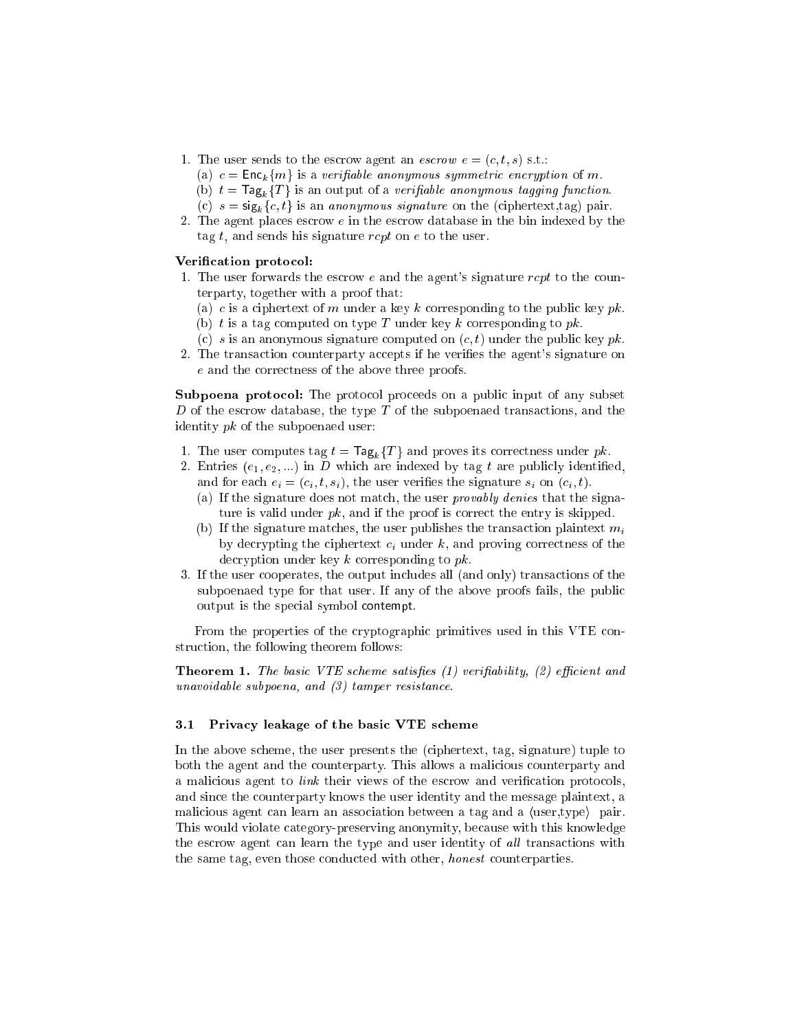1. The user sends to the escrow agent an *escrow* $e = (c, t, s)$ s.t.:
   (a) $c = \mathsf{Enc}_k\{m\}$ is a *verifiable anonymous symmetric encryption* of $m$.
   (b) $t = \mathsf{Tag}_k\{T\}$ is an output of a *verifiable anonymous tagging function*.
   (c) $s = \mathsf{sig}_k\{c, t\}$ is an *anonymous signature* on the (ciphertext,tag) pair.
2. The agent places escrow $e$ in the escrow database in the bin indexed by the tag $t$, and sends his signature $rcpt$ on $e$ to the user.

**Verification protocol:**

1. The user forwards the escrow $e$ and the agent's signature $rcpt$ to the counterparty, together with a proof that:
   (a) $c$ is a ciphertext of $m$ under a key $k$ corresponding to the public key $pk$.
   (b) $t$ is a tag computed on type $T$ under key $k$ corresponding to $pk$.
   (c) $s$ is an anonymous signature computed on $(c, t)$ under the public key $pk$.
2. The transaction counterparty accepts if he verifies the agent's signature on $e$ and the correctness of the above three proofs.

**Subpoena protocol:** The protocol proceeds on a public input of any subset $D$ of the escrow database, the type $T$ of the subpoenaed transactions, and the identity $pk$ of the subpoenaed user:

1. The user computes tag $t = \mathsf{Tag}_k\{T\}$ and proves its correctness under $pk$.
2. Entries $(e_1, e_2, ...)$ in $D$ which are indexed by tag $t$ are publicly identified, and for each $e_i = (c_i, t, s_i)$, the user verifies the signature $s_i$ on $(c_i, t)$.
   (a) If the signature does not match, the user *provably denies* that the signature is valid under $pk$, and if the proof is correct the entry is skipped.
   (b) If the signature matches, the user publishes the transaction plaintext $m_i$ by decrypting the ciphertext $c_i$ under $k$, and proving correctness of the decryption under key $k$ corresponding to $pk$.
3. If the user cooperates, the output includes all (and only) transactions of the subpoenaed type for that user. If any of the above proofs fails, the public output is the special symbol contempt.

From the properties of the cryptographic primitives used in this VTE construction, the following theorem follows:

**Theorem 1.** *The basic VTE scheme satisfies (1) verifiability, (2) efficient and unavoidable subpoena, and (3) tamper resistance.*

### 3.1 Privacy leakage of the basic VTE scheme

In the above scheme, the user presents the (ciphertext, tag, signature) tuple to both the agent and the counterparty. This allows a malicious counterparty and a malicious agent to *link* their views of the escrow and verification protocols, and since the counterparty knows the user identity and the message plaintext, a malicious agent can learn an association between a tag and a $\langle$user,type$\rangle$ pair. This would violate category-preserving anonymity, because with this knowledge the escrow agent can learn the type and user identity of *all* transactions with the same tag, even those conducted with other, *honest* counterparties.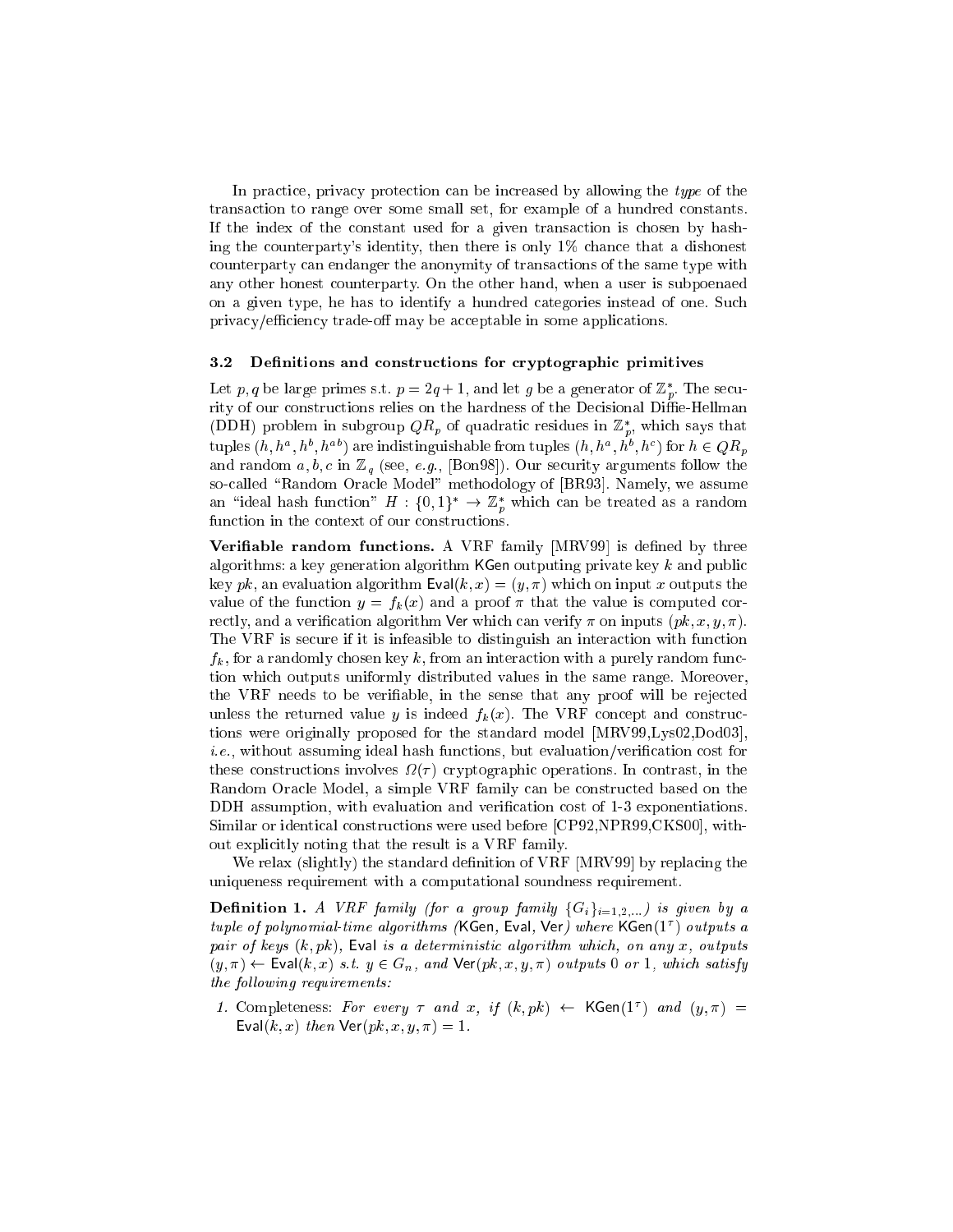In practice, privacy protection can be increased by allowing the *type* of the transaction to range over some small set, for example of a hundred constants. If the index of the constant used for a given transaction is chosen by hashing the counterparty's identity, then there is only 1% chance that a dishonest counterparty can endanger the anonymity of transactions of the same type with any other honest counterparty. On the other hand, when a user is subpoenaed on a given type, he has to identify a hundred categories instead of one. Such privacy/efficiency trade-off may be acceptable in some applications.

### 3.2 Definitions and constructions for cryptographic primitives

Let $p, q$ be large primes s.t. $p = 2q + 1$, and let $g$ be a generator of $\mathbb{Z}_p^*$. The security of our constructions relies on the hardness of the Decisional Diffie-Hellman (DDH) problem in subgroup $QR_p$ of quadratic residues in $\mathbb{Z}_p^*$, which says that tuples $(h, h^a, h^b, h^{ab})$ are indistinguishable from tuples $(h, h^a, h^b, h^c)$ for $h \in QR_p$ and random $a, b, c$ in $\mathbb{Z}_q$ (see, *e.g.*, [Bon98]). Our security arguments follow the so-called "Random Oracle Model" methodology of [BR93]. Namely, we assume an "ideal hash function" $H : \{0, 1\}^* \rightarrow \mathbb{Z}_p^*$ which can be treated as a random function in the context of our constructions.

**Verifiable random functions.** A VRF family [MRV99] is defined by three algorithms: a key generation algorithm $\mathsf{KGen}$ outputing private key $k$ and public key $pk$, an evaluation algorithm $\mathsf{Eval}(k, x) = (y, \pi)$ which on input $x$ outputs the value of the function $y = f_k(x)$ and a proof $\pi$ that the value is computed correctly, and a verification algorithm $\mathsf{Ver}$ which can verify $\pi$ on inputs $(pk, x, y, \pi)$. The VRF is secure if it is infeasible to distinguish an interaction with function $f_k$, for a randomly chosen key $k$, from an interaction with a purely random function which outputs uniformly distributed values in the same range. Moreover, the VRF needs to be verifiable, in the sense that any proof will be rejected unless the returned value $y$ is indeed $f_k(x)$. The VRF concept and constructions were originally proposed for the standard model [MRV99,Lys02,Dod03], *i.e.*, without assuming ideal hash functions, but evaluation/verification cost for these constructions involves $\Omega(\tau)$ cryptographic operations. In contrast, in the Random Oracle Model, a simple VRF family can be constructed based on the DDH assumption, with evaluation and verification cost of 1-3 exponentiations. Similar or identical constructions were used before [CP92,NPR99,CKS00], without explicitly noting that the result is a VRF family.

We relax (slightly) the standard definition of VRF [MRV99] by replacing the uniqueness requirement with a computational soundness requirement.

**Definition 1.** *A VRF family (for a group family $\{G_i\}_{i=1,2,...}$) is given by a tuple of polynomial-time algorithms ($\mathsf{KGen}$, $\mathsf{Eval}$, $\mathsf{Ver}$) where $\mathsf{KGen}(1^\tau)$ outputs a pair of keys $(k, pk)$, $\mathsf{Eval}$ is a deterministic algorithm which, on any $x$, outputs $(y, \pi) \leftarrow \mathsf{Eval}(k, x)$ s.t. $y \in G_n$, and $\mathsf{Ver}(pk, x, y, \pi)$ outputs 0 or 1, which satisfy the following requirements:*

1. Completeness: *For every $\tau$ and $x$, if $(k, pk) \leftarrow \mathsf{KGen}(1^\tau)$ and $(y, \pi) = \mathsf{Eval}(k, x)$ then $\mathsf{Ver}(pk, x, y, \pi) = 1$.*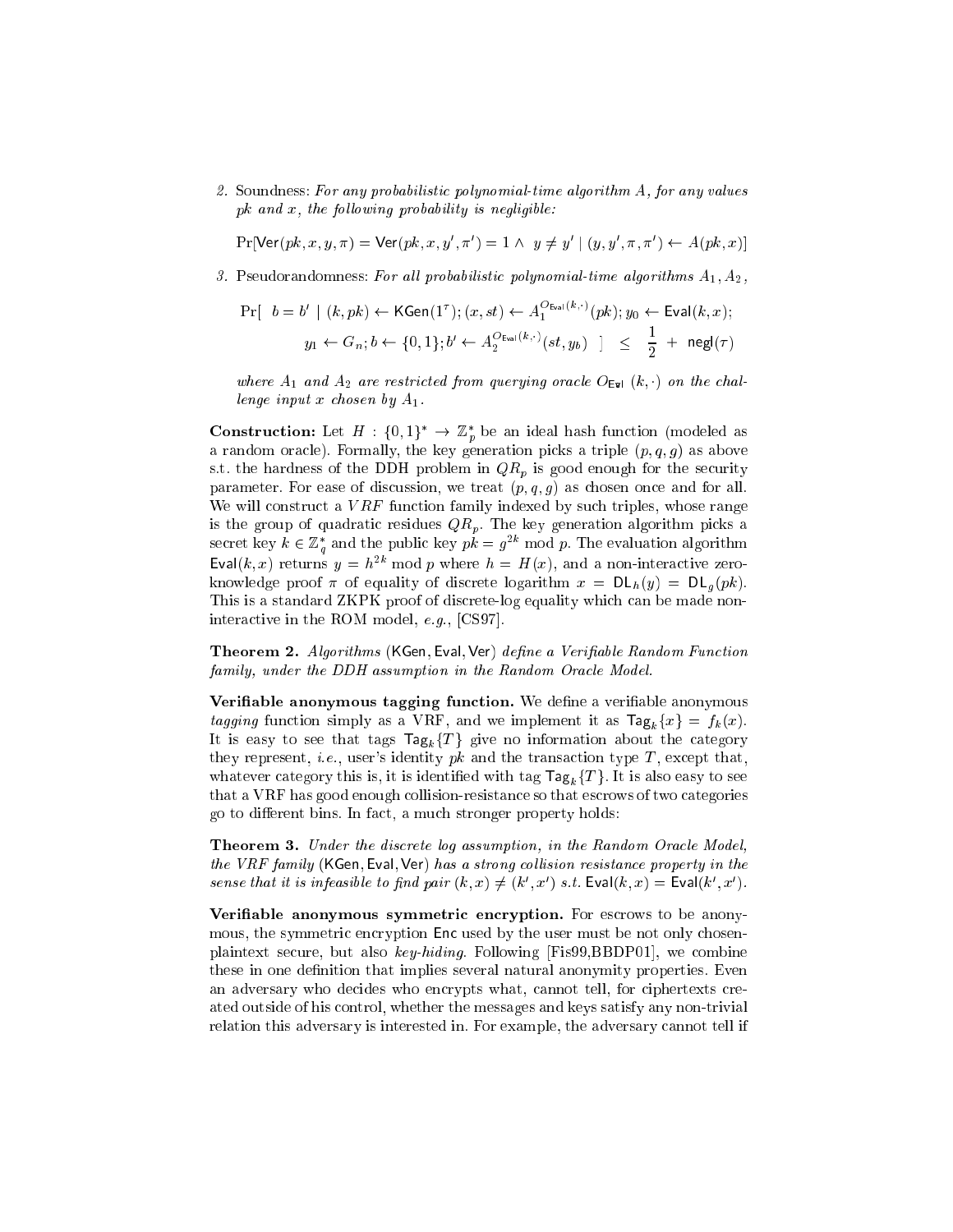2. Soundness: *For any probabilistic polynomial-time algorithm $A$, for any values $pk$ and $x$, the following probability is negligible:*

$$\Pr[\mathsf{Ver}(pk, x, y, \pi) = \mathsf{Ver}(pk, x, y', \pi') = 1 \wedge \; y \neq y' \mid (y, y', \pi, \pi') \leftarrow A(pk, x)]$$

3. Pseudorandomness: *For all probabilistic polynomial-time algorithms $A_1, A_2$,*

$$\Pr[\;\; b = b' \mid (k, pk) \leftarrow \mathsf{KGen}(1^\tau); (x, st) \leftarrow A_1^{O_{\mathsf{Eval}}(k,\cdot)}(pk); y_0 \leftarrow \mathsf{Eval}(k, x); \\ y_1 \leftarrow G_n; b \leftarrow \{0,1\}; b' \leftarrow A_2^{O_{\mathsf{Eval}}(k,\cdot)}(st, y_b) \;\; ] \;\; \leq \;\; \frac{1}{2} \; + \; \mathsf{negl}(\tau)$$

*where $A_1$ and $A_2$ are restricted from querying oracle $O_{\mathsf{Evl}}\ (k, \cdot)$ on the challenge input $x$ chosen by $A_1$.*

**Construction:** Let $H : \{0,1\}^* \to \mathbb{Z}_p^*$ be an ideal hash function (modeled as a random oracle). Formally, the key generation picks a triple $(p, q, g)$ as above s.t. the hardness of the DDH problem in $QR_p$ is good enough for the security parameter. For ease of discussion, we treat $(p, q, g)$ as chosen once and for all. We will construct a $VRF$ function family indexed by such triples, whose range is the group of quadratic residues $QR_p$. The key generation algorithm picks a secret key $k \in \mathbb{Z}_q^*$ and the public key $pk = g^{2k} \bmod p$. The evaluation algorithm $\mathsf{Eval}(k, x)$ returns $y = h^{2k} \bmod p$ where $h = H(x)$, and a non-interactive zero-knowledge proof $\pi$ of equality of discrete logarithm $x = \mathsf{DL}_h(y) = \mathsf{DL}_g(pk)$. This is a standard ZKPK proof of discrete-log equality which can be made non-interactive in the ROM model, *e.g.*, [CS97].

**Theorem 2.** *Algorithms* $(\mathsf{KGen}, \mathsf{Eval}, \mathsf{Ver})$ *define a Verifiable Random Function family, under the DDH assumption in the Random Oracle Model.*

**Verifiable anonymous tagging function.** We define a verifiable anonymous *tagging* function simply as a VRF, and we implement it as $\mathsf{Tag}_k\{x\} = f_k(x)$. It is easy to see that tags $\mathsf{Tag}_k\{T\}$ give no information about the category they represent, *i.e.*, user's identity $pk$ and the transaction type $T$, except that, whatever category this is, it is identified with tag $\mathsf{Tag}_k\{T\}$. It is also easy to see that a VRF has good enough collision-resistance so that escrows of two categories go to different bins. In fact, a much stronger property holds:

**Theorem 3.** *Under the discrete log assumption, in the Random Oracle Model, the VRF family* $(\mathsf{KGen}, \mathsf{Eval}, \mathsf{Ver})$ *has a strong collision resistance property in the sense that it is infeasible to find pair $(k, x) \neq (k', x')$ s.t. $\mathsf{Eval}(k, x) = \mathsf{Eval}(k', x')$.*

**Verifiable anonymous symmetric encryption.** For escrows to be anonymous, the symmetric encryption $\mathsf{Enc}$ used by the user must be not only chosen-plaintext secure, but also *key-hiding*. Following [Fis99,BBDP01], we combine these in one definition that implies several natural anonymity properties. Even an adversary who decides who encrypts what, cannot tell, for ciphertexts created outside of his control, whether the messages and keys satisfy any non-trivial relation this adversary is interested in. For example, the adversary cannot tell if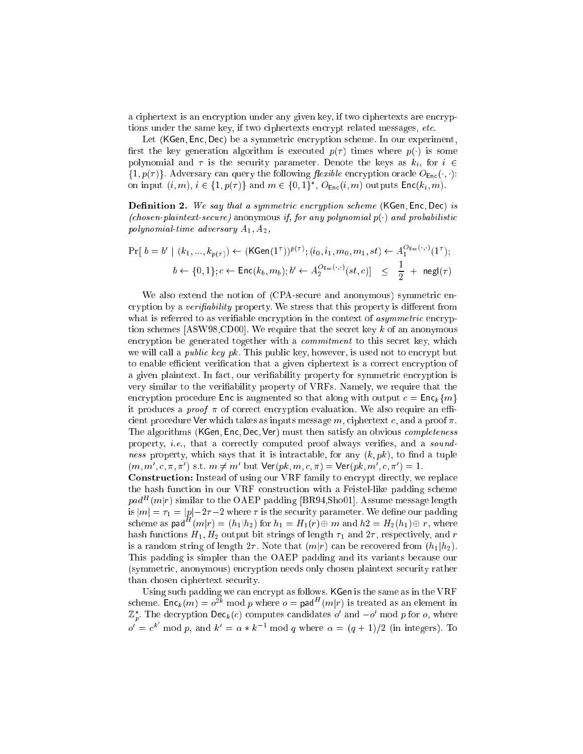a ciphertext is an encryption under any given key, if two ciphertexts are encryptions under the same key, if two ciphertexts encrypt related messages, *etc.*

Let ($\mathsf{KGen}, \mathsf{Enc}, \mathsf{Dec}$) be a symmetric encryption scheme. In our experiment, first the key generation algorithm is executed $p(\tau)$ times where $p(\cdot)$ is some polynomial and $\tau$ is the security parameter. Denote the keys as $k_i$, for $i \in \{1, p(\tau)\}$. Adversary can query the following *flexible* encryption oracle $O_{\mathsf{Enc}}(\cdot, \cdot)$: on input $(i, m)$, $i \in \{1, p(\tau)\}$ and $m \in \{0,1\}^*$, $O_{\mathsf{Enc}}(i, m)$ outputs $\mathsf{Enc}(k_i, m)$.

**Definition 2.** *We say that a symmetric encryption scheme* ($\mathsf{KGen}, \mathsf{Enc}, \mathsf{Dec}$) *is (chosen-plaintext-secure)* anonymous *if, for any polynomial $p(\cdot)$ and probabilistic polynomial-time adversary $A_1, A_2$,*

$$\Pr[\ b = b' \mid (k_1, ..., k_{p(\tau)}) \leftarrow (\mathsf{KGen}(1^\tau))^{p(\tau)}; (i_0, i_1, m_0, m_1, st) \leftarrow A_1^{O_{\mathsf{Enc}}(\cdot,\cdot)}(1^\tau);$$
$$b \leftarrow \{0,1\}; c \leftarrow \mathsf{Enc}(k_b, m_b); b' \leftarrow A_2^{O_{\mathsf{Enc}}(\cdot,\cdot)}(st, c)] \ \ \leq \ \ \frac{1}{2} \ + \ \mathsf{negl}(\tau)$$

We also extend the notion of (CPA-secure and anonymous) symmetric encryption by a *verifiability* property. We stress that this property is different from what is referred to as verifiable encryption in the context of *asymmetric* encryption schemes [ASW98,CD00]. We require that the secret key $k$ of an anonymous encryption be generated together with a *commitment* to this secret key, which we will call a *public key pk*. This public key, however, is used not to encrypt but to enable efficient verification that a given ciphertext is a correct encryption of a given plaintext. In fact, our verifiability property for symmetric encryption is very similar to the verifiability property of VRFs. Namely, we require that the encryption procedure $\mathsf{Enc}$ is augmented so that along with output $c = \mathsf{Enc}_k\{m\}$ it produces a *proof* $\pi$ of correct encryption evaluation. We also require an efficient procedure $\mathsf{Ver}$ which takes as inputs message $m$, ciphertext $c$, and a proof $\pi$. The algorithms ($\mathsf{KGen}, \mathsf{Enc}, \mathsf{Dec}, \mathsf{Ver}$) must then satisfy an obvious *completeness* property, *i.e.*, that a correctly computed proof always verifies, and a *soundness* property, which says that it is intractable, for any $(k, pk)$, to find a tuple $(m, m', c, \pi, \pi')$ s.t. $m \neq m'$ but $\mathsf{Ver}(pk, m, c, \pi) = \mathsf{Ver}(pk, m', c, \pi') = 1$.

**Construction:** Instead of using our VRF family to encrypt directly, we replace the hash function in our VRF construction with a Feistel-like padding scheme $pad^H(m|r)$ similar to the OAEP padding [BR94,Sho01]. Assume message length is $|m| = \tau_1 = |p| - 2\tau - 2$ where $\tau$ is the security parameter. We define our padding scheme as $\mathsf{pad}^H(m|r) = (h_1|h_2)$ for $h_1 = H_1(r) \oplus m$ and $h2 = H_2(h_1) \oplus r$, where hash functions $H_1, H_2$ output bit strings of length $\tau_1$ and $2\tau$, respectively, and $r$ is a random string of length $2\tau$. Note that $(m|r)$ can be recovered from $(h_1|h_2)$. This padding is simpler than the OAEP padding and its variants because our (symmetric, anonymous) encryption needs only chosen plaintext security rather than chosen ciphertext security.

Using such padding we can encrypt as follows. $\mathsf{KGen}$ is the same as in the VRF scheme. $\mathsf{Enc}_k(m) = o^{2k} \bmod p$ where $o = \mathsf{pad}^H(m|r)$ is treated as an element in $\mathbb{Z}_p^*$. The decryption $\mathsf{Dec}_k(c)$ computes candidates $o'$ and $-o' \bmod p$ for $o$, where $o' = c^{k'} \bmod p$, and $k' = \alpha * k^{-1} \bmod q$ where $\alpha = (q+1)/2$ (in integers). To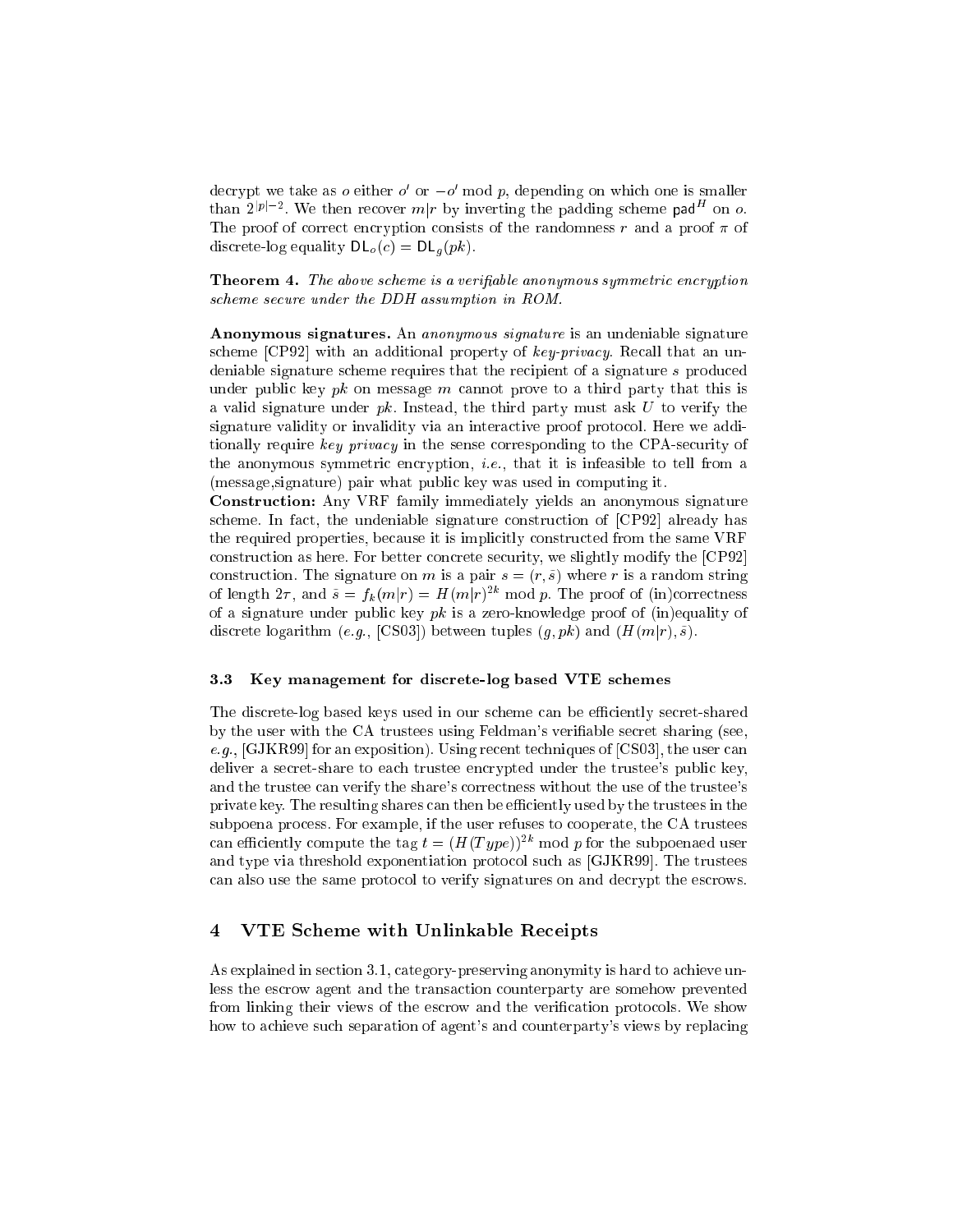decrypt we take as $o$ either $o'$ or $-o' \bmod p$, depending on which one is smaller than $2^{|p|-2}$. We then recover $m|r$ by inverting the padding scheme $\mathsf{pad}^H$ on $o$. The proof of correct encryption consists of the randomness $r$ and a proof $\pi$ of discrete-log equality $\mathsf{DL}_o(c) = \mathsf{DL}_g(pk)$.

**Theorem 4.** *The above scheme is a verifiable anonymous symmetric encryption scheme secure under the DDH assumption in ROM.*

**Anonymous signatures.** An *anonymous signature* is an undeniable signature scheme [CP92] with an additional property of *key-privacy*. Recall that an undeniable signature scheme requires that the recipient of a signature $s$ produced under public key $pk$ on message $m$ cannot prove to a third party that this is a valid signature under $pk$. Instead, the third party must ask $U$ to verify the signature validity or invalidity via an interactive proof protocol. Here we additionally require *key privacy* in the sense corresponding to the CPA-security of the anonymous symmetric encryption, *i.e.*, that it is infeasible to tell from a (message,signature) pair what public key was used in computing it.

**Construction:** Any VRF family immediately yields an anonymous signature scheme. In fact, the undeniable signature construction of [CP92] already has the required properties, because it is implicitly constructed from the same VRF construction as here. For better concrete security, we slightly modify the [CP92] construction. The signature on $m$ is a pair $s = (r, \bar{s})$ where $r$ is a random string of length $2\tau$, and $\bar{s} = f_k(m|r) = H(m|r)^{2k} \bmod p$. The proof of (in)correctness of a signature under public key $pk$ is a zero-knowledge proof of (in)equality of discrete logarithm (*e.g.*, [CS03]) between tuples $(g, pk)$ and $(H(m|r), \bar{s})$.

### 3.3 Key management for discrete-log based VTE schemes

The discrete-log based keys used in our scheme can be efficiently secret-shared by the user with the CA trustees using Feldman's verifiable secret sharing (see, *e.g.*, [GJKR99] for an exposition). Using recent techniques of [CS03], the user can deliver a secret-share to each trustee encrypted under the trustee's public key, and the trustee can verify the share's correctness without the use of the trustee's private key. The resulting shares can then be efficiently used by the trustees in the subpoena process. For example, if the user refuses to cooperate, the CA trustees can efficiently compute the tag $t = (H(Type))^{2k} \bmod p$ for the subpoenaed user and type via threshold exponentiation protocol such as [GJKR99]. The trustees can also use the same protocol to verify signatures on and decrypt the escrows.

## 4 VTE Scheme with Unlinkable Receipts

As explained in section 3.1, category-preserving anonymity is hard to achieve unless the escrow agent and the transaction counterparty are somehow prevented from linking their views of the escrow and the verification protocols. We show how to achieve such separation of agent's and counterparty's views by replacing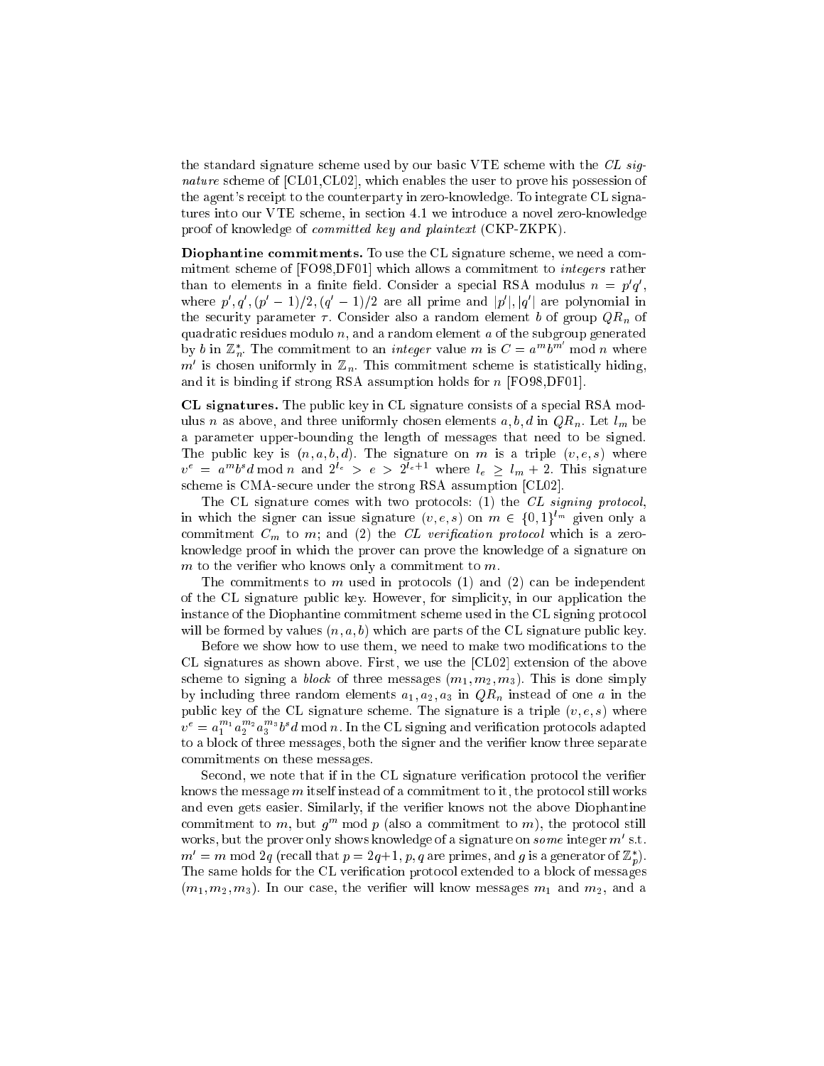the standard signature scheme used by our basic VTE scheme with the *CL signature* scheme of [CL01,CL02], which enables the user to prove his possession of the agent's receipt to the counterparty in zero-knowledge. To integrate CL signatures into our VTE scheme, in section 4.1 we introduce a novel zero-knowledge proof of knowledge of *committed key and plaintext* (CKP-ZKPK).

**Diophantine commitments.** To use the CL signature scheme, we need a commitment scheme of [FO98,DF01] which allows a commitment to *integers* rather than to elements in a finite field. Consider a special RSA modulus $n = p'q'$, where $p', q', (p'-1)/2, (q'-1)/2$ are all prime and $|p'|, |q'|$ are polynomial in the security parameter $\tau$. Consider also a random element $b$ of group $QR_n$ of quadratic residues modulo $n$, and a random element $a$ of the subgroup generated by $b$ in $\mathbb{Z}_n^*$. The commitment to an *integer* value $m$ is $C = a^m b^{m'} \bmod n$ where $m'$ is chosen uniformly in $\mathbb{Z}_n$. This commitment scheme is statistically hiding, and it is binding if strong RSA assumption holds for $n$ [FO98,DF01].

**CL signatures.** The public key in CL signature consists of a special RSA modulus $n$ as above, and three uniformly chosen elements $a, b, d$ in $QR_n$. Let $l_m$ be a parameter upper-bounding the length of messages that need to be signed. The public key is $(n, a, b, d)$. The signature on $m$ is a triple $(v, e, s)$ where $v^e = a^m b^s d \bmod n$ and $2^{l_e} > e > 2^{l_e+1}$ where $l_e \geq l_m + 2$. This signature scheme is CMA-secure under the strong RSA assumption [CL02].

The CL signature comes with two protocols: (1) the *CL signing protocol*, in which the signer can issue signature $(v, e, s)$ on $m \in \{0,1\}^{l_m}$ given only a commitment $C_m$ to $m$; and (2) the *CL verification protocol* which is a zero-knowledge proof in which the prover can prove the knowledge of a signature on $m$ to the verifier who knows only a commitment to $m$.

The commitments to $m$ used in protocols (1) and (2) can be independent of the CL signature public key. However, for simplicity, in our application the instance of the Diophantine commitment scheme used in the CL signing protocol will be formed by values $(n, a, b)$ which are parts of the CL signature public key.

Before we show how to use them, we need to make two modifications to the CL signatures as shown above. First, we use the [CL02] extension of the above scheme to signing a *block* of three messages $(m_1, m_2, m_3)$. This is done simply by including three random elements $a_1, a_2, a_3$ in $QR_n$ instead of one $a$ in the public key of the CL signature scheme. The signature is a triple $(v, e, s)$ where $v^e = a_1^{m_1} a_2^{m_2} a_3^{m_3} b^s d \bmod n$. In the CL signing and verification protocols adapted to a block of three messages, both the signer and the verifier know three separate commitments on these messages.

Second, we note that if in the CL signature verification protocol the verifier knows the message $m$ itself instead of a commitment to it, the protocol still works and even gets easier. Similarly, if the verifier knows not the above Diophantine commitment to $m$, but $g^m \bmod p$ (also a commitment to $m$), the protocol still works, but the prover only shows knowledge of a signature on *some* integer $m'$ s.t. $m' = m \bmod 2q$ (recall that $p = 2q+1$, $p, q$ are primes, and $g$ is a generator of $\mathbb{Z}_p^*$). The same holds for the CL verification protocol extended to a block of messages $(m_1, m_2, m_3)$. In our case, the verifier will know messages $m_1$ and $m_2$, and a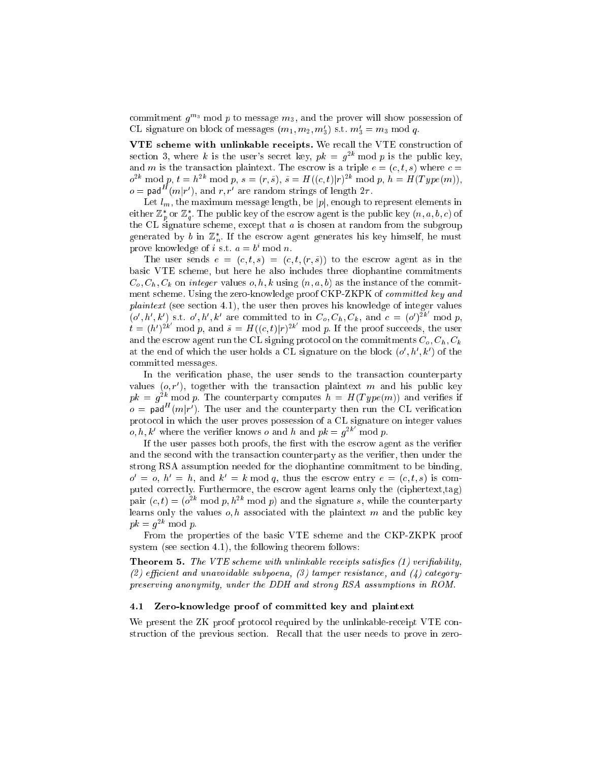commitment $g^{m_3} \bmod p$ to message $m_3$, and the prover will show possession of CL signature on block of messages $(m_1, m_2, m'_3)$ s.t. $m'_3 = m_3 \bmod q$.

**VTE scheme with unlinkable receipts.** We recall the VTE construction of section 3, where $k$ is the user's secret key, $pk = g^{2k} \bmod p$ is the public key, and $m$ is the transaction plaintext. The escrow is a triple $e = (c, t, s)$ where $c = o^{2k} \bmod p$, $t = h^{2k} \bmod p$, $s = (r, \bar{s})$, $\bar{s} = H((c,t)|r)^{2k} \bmod p$, $h = H(Type(m))$, $o = \mathsf{pad}^H(m|r')$, and $r, r'$ are random strings of length $2\tau$.

Let $l_m$, the maximum message length, be $|p|$, enough to represent elements in either $\mathbb{Z}_p^*$ or $\mathbb{Z}_q^*$. The public key of the escrow agent is the public key $(n, a, b, c)$ of the CL signature scheme, except that $a$ is chosen at random from the subgroup generated by $b$ in $\mathbb{Z}_n^*$. If the escrow agent generates his key himself, he must prove knowledge of $i$ s.t. $a = b^i \bmod n$.

The user sends $e = (c, t, s) = (c, t, (r, \bar{s}))$ to the escrow agent as in the basic VTE scheme, but here he also includes three diophantine commitments $C_o, C_h, C_k$ on *integer* values $o, h, k$ using $(n, a, b)$ as the instance of the commitment scheme. Using the zero-knowledge proof CKP-ZKPK of *committed key and plaintext* (see section 4.1), the user then proves his knowledge of integer values $(o', h', k')$ s.t. $o', h', k'$ are committed to in $C_o, C_h, C_k$, and $c = (o')^{2k'} \bmod p$, $t = (h')^{2k'} \bmod p$, and $\bar{s} = H((c,t)|r)^{2k'} \bmod p$. If the proof succeeds, the user and the escrow agent run the CL signing protocol on the commitments $C_o, C_h, C_k$ at the end of which the user holds a CL signature on the block $(o', h', k')$ of the committed messages.

In the verification phase, the user sends to the transaction counterparty values $(o, r')$, together with the transaction plaintext $m$ and his public key $pk = g^{2k} \bmod p$. The counterparty computes $h = H(Type(m))$ and verifies if $o = \mathsf{pad}^H(m|r')$. The user and the counterparty then run the CL verification protocol in which the user proves possession of a CL signature on integer values $o, h, k'$ where the verifier knows $o$ and $h$ and $pk = g^{2k'} \bmod p$.

If the user passes both proofs, the first with the escrow agent as the verifier and the second with the transaction counterparty as the verifier, then under the strong RSA assumption needed for the diophantine commitment to be binding, $o' = o$, $h' = h$, and $k' = k \bmod q$, thus the escrow entry $e = (c, t, s)$ is computed correctly. Furthermore, the escrow agent learns only the (ciphertext,tag) pair $(c, t) = (o^{2k} \bmod p, h^{2k} \bmod p)$ and the signature $s$, while the counterparty learns only the values $o, h$ associated with the plaintext $m$ and the public key $pk = g^{2k} \bmod p$.

From the properties of the basic VTE scheme and the CKP-ZKPK proof system (see section 4.1), the following theorem follows:

**Theorem 5.** *The VTE scheme with unlinkable receipts satisfies (1) verifiability, (2) efficient and unavoidable subpoena, (3) tamper resistance, and (4) category-preserving anonymity, under the DDH and strong RSA assumptions in ROM.*

### 4.1 Zero-knowledge proof of committed key and plaintext

We present the ZK proof protocol required by the unlinkable-receipt VTE construction of the previous section. Recall that the user needs to prove in zero-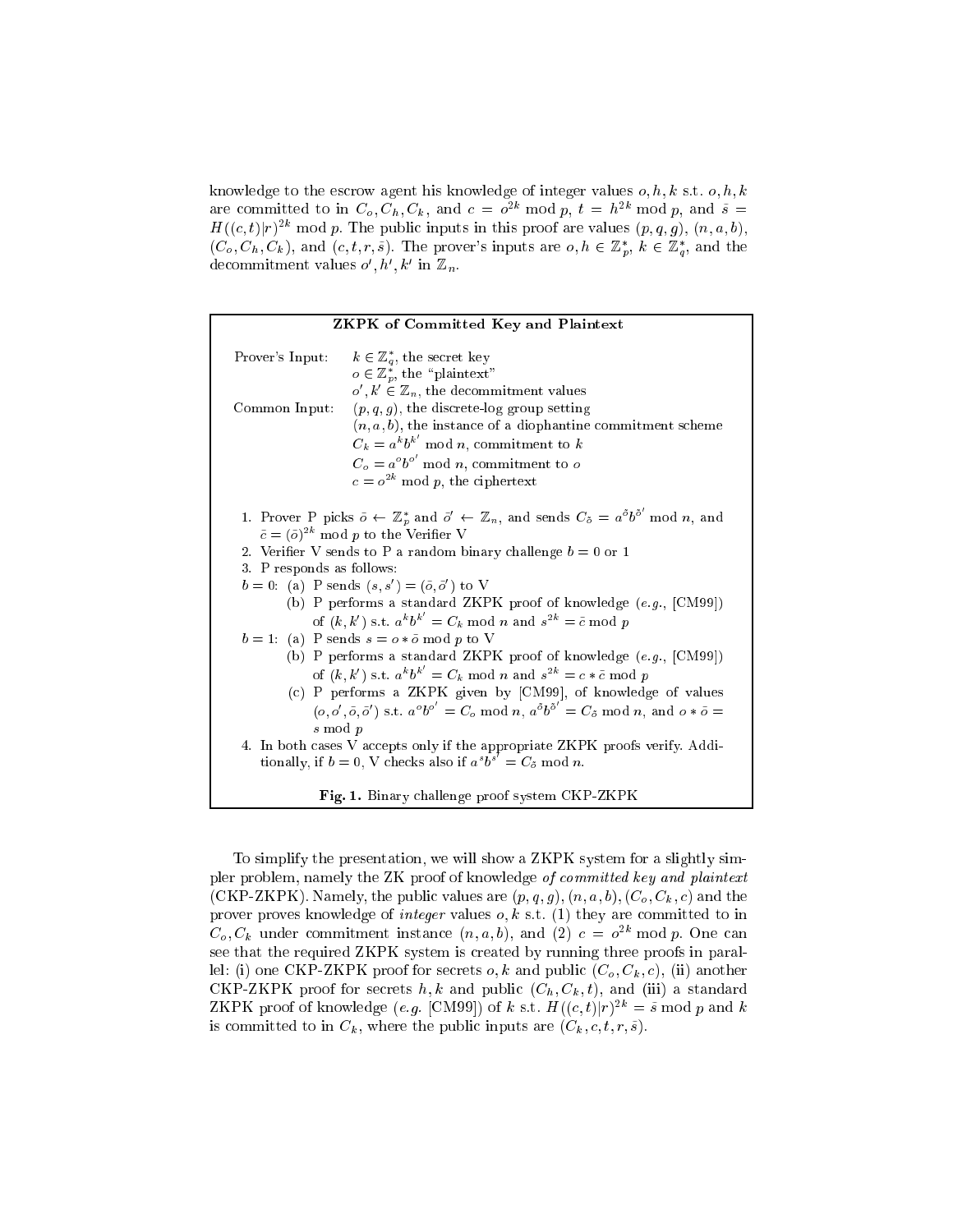knowledge to the escrow agent his knowledge of integer values $o, h, k$ s.t. $o, h, k$ are committed to in $C_o, C_h, C_k$, and $c = o^{2k} \bmod p$, $t = h^{2k} \bmod p$, and $\bar{s} = H((c,t)|r)^{2k} \bmod p$. The public inputs in this proof are values $(p, q, g)$, $(n, a, b)$, $(C_o, C_h, C_k)$, and $(c, t, r, \bar{s})$. The prover's inputs are $o, h \in \mathbb{Z}_p^*$, $k \in \mathbb{Z}_q^*$, and the decommitment values $o', h', k'$ in $\mathbb{Z}_n$.

---

**ZKPK of Committed Key and Plaintext**

Prover's Input: $k \in \mathbb{Z}_q^*$, the secret key
$o \in \mathbb{Z}_p^*$, the "plaintext"
$o', k' \in \mathbb{Z}_n$, the decommitment values

Common Input: $(p, q, g)$, the discrete-log group setting
$(n, a, b)$, the instance of a diophantine commitment scheme
$C_k = a^k b^{k'} \bmod n$, commitment to $k$
$C_o = a^o b^{o'} \bmod n$, commitment to $o$
$c = o^{2k} \bmod p$, the ciphertext

1. Prover P picks $\bar{o} \leftarrow \mathbb{Z}_p^*$ and $\bar{o}' \leftarrow \mathbb{Z}_n$, and sends $C_{\bar{o}} = a^{\bar{o}} b^{\bar{o}'} \bmod n$, and $\bar{c} = (\bar{o})^{2k} \bmod p$ to the Verifier V
2. Verifier V sends to P a random binary challenge $b = 0$ or $1$
3. P responds as follows:

$b = 0$: (a) P sends $(s, s') = (\bar{o}, \bar{o}')$ to V
(b) P performs a standard ZKPK proof of knowledge (*e.g.*, [CM99]) of $(k, k')$ s.t. $a^k b^{k'} = C_k \bmod n$ and $s^{2k} = \bar{c} \bmod p$

$b = 1$: (a) P sends $s = o * \bar{o} \bmod p$ to V
(b) P performs a standard ZKPK proof of knowledge (*e.g.*, [CM99]) of $(k, k')$ s.t. $a^k b^{k'} = C_k \bmod n$ and $s^{2k} = c * \bar{c} \bmod p$
(c) P performs a ZKPK given by [CM99], of knowledge of values $(o, o', \bar{o}, \bar{o}')$ s.t. $a^o b^{o'} = C_o \bmod n$, $a^{\bar{o}} b^{\bar{o}'} = C_{\bar{o}} \bmod n$, and $o * \bar{o} = s \bmod p$

4. In both cases V accepts only if the appropriate ZKPK proofs verify. Additionally, if $b = 0$, V checks also if $a^s b^{s'} = C_{\bar{o}} \bmod n$.

**Fig. 1.** Binary challenge proof system CKP-ZKPK

---

To simplify the presentation, we will show a ZKPK system for a slightly simpler problem, namely the ZK proof of knowledge *of committed key and plaintext* (CKP-ZKPK). Namely, the public values are $(p, q, g)$, $(n, a, b)$, $(C_o, C_k, c)$ and the prover proves knowledge of *integer* values $o, k$ s.t. (1) they are committed to in $C_o, C_k$ under commitment instance $(n, a, b)$, and (2) $c = o^{2k} \bmod p$. One can see that the required ZKPK system is created by running three proofs in parallel: (i) one CKP-ZKPK proof for secrets $o, k$ and public $(C_o, C_k, c)$, (ii) another CKP-ZKPK proof for secrets $h, k$ and public $(C_h, C_k, t)$, and (iii) a standard ZKPK proof of knowledge (*e.g.* [CM99]) of $k$ s.t. $H((c,t)|r)^{2k} = \bar{s} \bmod p$ and $k$ is committed to in $C_k$, where the public inputs are $(C_k, c, t, r, \bar{s})$.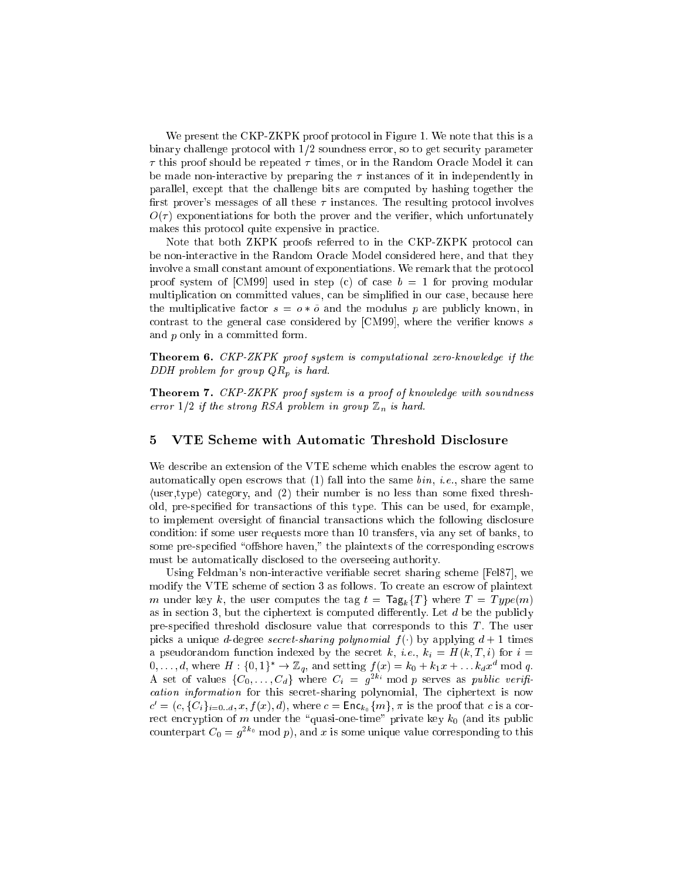We present the CKP-ZKPK proof protocol in Figure 1. We note that this is a binary challenge protocol with 1/2 soundness error, so to get security parameter $\tau$ this proof should be repeated $\tau$ times, or in the Random Oracle Model it can be made non-interactive by preparing the $\tau$ instances of it in independently in parallel, except that the challenge bits are computed by hashing together the first prover's messages of all these $\tau$ instances. The resulting protocol involves $O(\tau)$ exponentiations for both the prover and the verifier, which unfortunately makes this protocol quite expensive in practice.

Note that both ZKPK proofs referred to in the CKP-ZKPK protocol can be non-interactive in the Random Oracle Model considered here, and that they involve a small constant amount of exponentiations. We remark that the protocol proof system of [CM99] used in step (c) of case $b = 1$ for proving modular multiplication on committed values, can be simplified in our case, because here the multiplicative factor $s = o * \bar{o}$ and the modulus $p$ are publicly known, in contrast to the general case considered by [CM99], where the verifier knows $s$ and $p$ only in a committed form.

**Theorem 6.** *CKP-ZKPK proof system is computational zero-knowledge if the DDH problem for group $QR_p$ is hard.*

**Theorem 7.** *CKP-ZKPK proof system is a proof of knowledge with soundness error 1/2 if the strong RSA problem in group $\mathbb{Z}_n$ is hard.*

## 5 VTE Scheme with Automatic Threshold Disclosure

We describe an extension of the VTE scheme which enables the escrow agent to automatically open escrows that (1) fall into the same *bin*, *i.e.*, share the same $\langle$user,type$\rangle$ category, and (2) their number is no less than some fixed threshold, pre-specified for transactions of this type. This can be used, for example, to implement oversight of financial transactions which the following disclosure condition: if some user requests more than 10 transfers, via any set of banks, to some pre-specified "offshore haven," the plaintexts of the corresponding escrows must be automatically disclosed to the overseeing authority.

Using Feldman's non-interactive verifiable secret sharing scheme [Fel87], we modify the VTE scheme of section 3 as follows. To create an escrow of plaintext $m$ under key $k$, the user computes the tag $t = \mathsf{Tag}_k\{T\}$ where $T = Type(m)$ as in section 3, but the ciphertext is computed differently. Let $d$ be the publicly pre-specified threshold disclosure value that corresponds to this $T$. The user picks a unique $d$-degree *secret-sharing polynomial* $f(\cdot)$ by applying $d+1$ times a pseudorandom function indexed by the secret $k$, *i.e.*, $k_i = H(k, T, i)$ for $i = 0, \ldots, d$, where $H : \{0,1\}^* \to \mathbb{Z}_q$, and setting $f(x) = k_0 + k_1 x + \ldots k_d x^d \bmod q$. A set of values $\{C_0, \ldots, C_d\}$ where $C_i = g^{2k_i} \bmod p$ serves as *public verification information* for this secret-sharing polynomial, The ciphertext is now $c' = (c, \{C_i\}_{i=0..d}, x, f(x), d)$, where $c = \mathsf{Enc}_{k_0}\{m\}$, $\pi$ is the proof that $c$ is a correct encryption of $m$ under the "quasi-one-time" private key $k_0$ (and its public counterpart $C_0 = g^{2k_0} \bmod p$), and $x$ is some unique value corresponding to this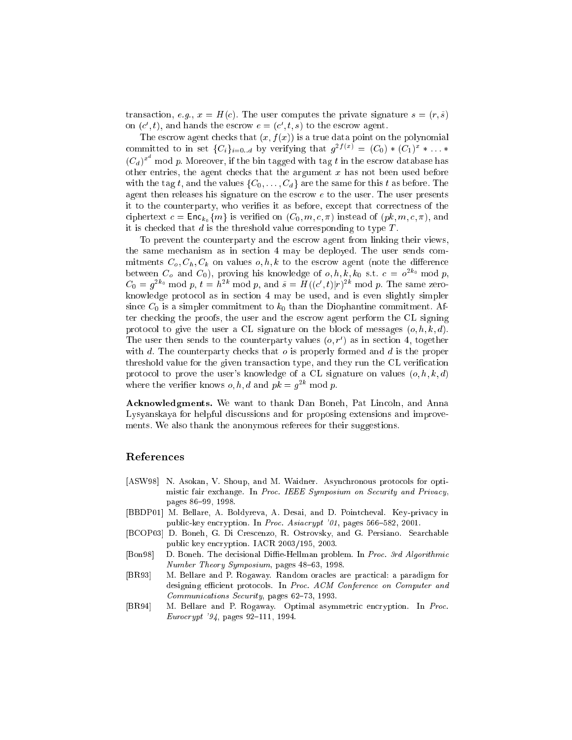transaction, *e.g.*, $x = H(c)$. The user computes the private signature $s = (r, \bar{s})$ on $(c', t)$, and hands the escrow $e = (c', t, s)$ to the escrow agent.

The escrow agent checks that $(x, f(x))$ is a true data point on the polynomial committed to in set $\{C_i\}_{i=0..d}$ by verifying that $g^{2f(x)} = (C_0) * (C_1)^x * \ldots * (C_d)^{x^d} \bmod p$. Moreover, if the bin tagged with tag $t$ in the escrow database has other entries, the agent checks that the argument $x$ has not been used before with the tag $t$, and the values $\{C_0, \ldots, C_d\}$ are the same for this $t$ as before. The agent then releases his signature on the escrow $e$ to the user. The user presents it to the counterparty, who verifies it as before, except that correctness of the ciphertext $c = \mathsf{Enc}_{k_0}\{m\}$ is verified on $(C_0, m, c, \pi)$ instead of $(pk, m, c, \pi)$, and it is checked that $d$ is the threshold value corresponding to type $T$.

To prevent the counterparty and the escrow agent from linking their views, the same mechanism as in section 4 may be deployed. The user sends commitments $C_o, C_h, C_k$ on values $o, h, k$ to the escrow agent (note the difference between $C_o$ and $C_0$), proving his knowledge of $o, h, k, k_0$ s.t. $c = o^{2k_0} \bmod p$, $C_0 = g^{2k_0} \bmod p$, $t = h^{2k} \bmod p$, and $\bar{s} = H((c', t)|r)^{2k} \bmod p$. The same zero-knowledge protocol as in section 4 may be used, and is even slightly simpler since $C_0$ is a simpler commitment to $k_0$ than the Diophantine commitment. After checking the proofs, the user and the escrow agent perform the CL signing protocol to give the user a CL signature on the block of messages $(o, h, k, d)$. The user then sends to the counterparty values $(o, r')$ as in section 4, together with $d$. The counterparty checks that $o$ is properly formed and $d$ is the proper threshold value for the given transaction type, and they run the CL verification protocol to prove the user's knowledge of a CL signature on values $(o, h, k, d)$ where the verifier knows $o, h, d$ and $pk = g^{2k} \bmod p$.

**Acknowledgments.** We want to thank Dan Boneh, Pat Lincoln, and Anna Lysyanskaya for helpful discussions and for proposing extensions and improvements. We also thank the anonymous referees for their suggestions.

## References

[ASW98] N. Asokan, V. Shoup, and M. Waidner. Asynchronous protocols for optimistic fair exchange. In *Proc. IEEE Symposium on Security and Privacy*, pages 86–99, 1998.

[BBDP01] M. Bellare, A. Boldyreva, A. Desai, and D. Pointcheval. Key-privacy in public-key encryption. In *Proc. Asiacrypt '01*, pages 566–582, 2001.

[BCOP03] D. Boneh, G. Di Crescenzo, R. Ostrovsky, and G. Persiano. Searchable public key encryption. IACR 2003/195, 2003.

[Bon98] D. Boneh. The decisional Diffie-Hellman problem. In *Proc. 3rd Algorithmic Number Theory Symposium*, pages 48–63, 1998.

[BR93] M. Bellare and P. Rogaway. Random oracles are practical: a paradigm for designing efficient protocols. In *Proc. ACM Conference on Computer and Communications Security*, pages 62–73, 1993.

[BR94] M. Bellare and P. Rogaway. Optimal asymmetric encryption. In *Proc. Eurocrypt '94*, pages 92–111, 1994.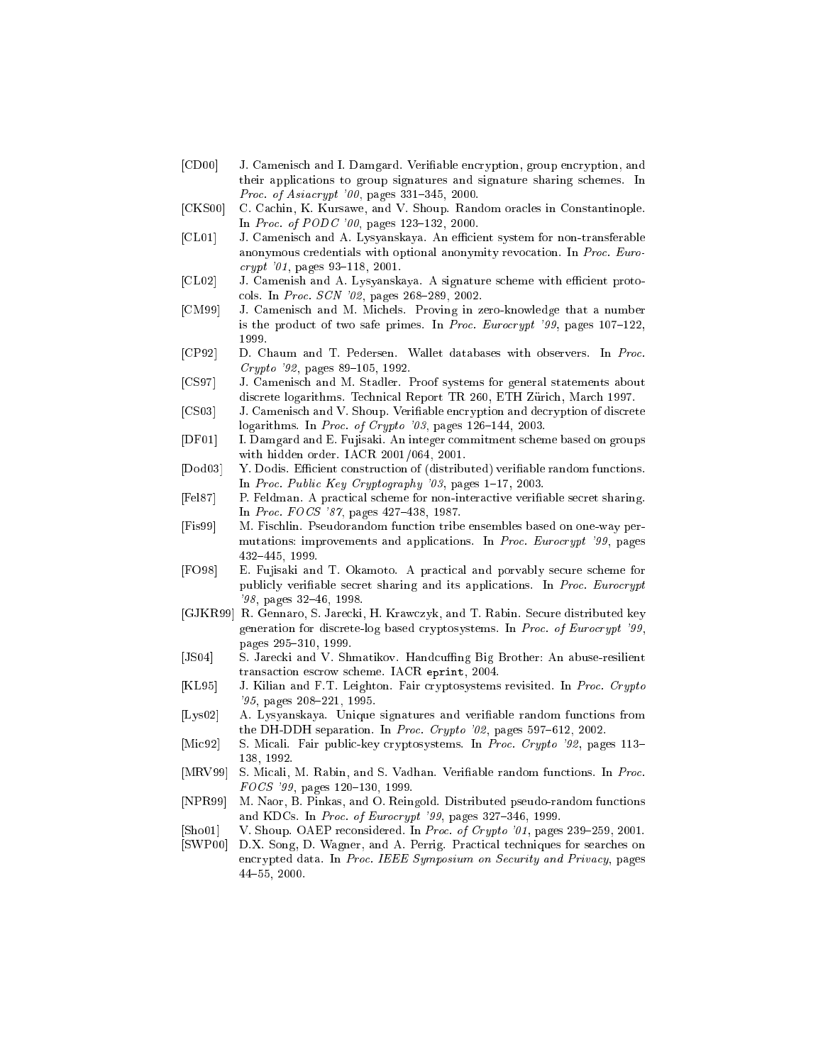[CD00] J. Camenisch and I. Damgard. Verifiable encryption, group encryption, and their applications to group signatures and signature sharing schemes. In *Proc. of Asiacrypt '00*, pages 331–345, 2000.

[CKS00] C. Cachin, K. Kursawe, and V. Shoup. Random oracles in Constantinople. In *Proc. of PODC '00*, pages 123–132, 2000.

[CL01] J. Camenisch and A. Lysyanskaya. An efficient system for non-transferable anonymous credentials with optional anonymity revocation. In *Proc. Eurocrypt '01*, pages 93–118, 2001.

[CL02] J. Camenish and A. Lysyanskaya. A signature scheme with efficient protocols. In *Proc. SCN '02*, pages 268–289, 2002.

[CM99] J. Camenisch and M. Michels. Proving in zero-knowledge that a number is the product of two safe primes. In *Proc. Eurocrypt '99*, pages 107–122, 1999.

[CP92] D. Chaum and T. Pedersen. Wallet databases with observers. In *Proc. Crypto '92*, pages 89–105, 1992.

[CS97] J. Camenisch and M. Stadler. Proof systems for general statements about discrete logarithms. Technical Report TR 260, ETH Zürich, March 1997.

[CS03] J. Camenisch and V. Shoup. Verifiable encryption and decryption of discrete logarithms. In *Proc. of Crypto '03*, pages 126–144, 2003.

[DF01] I. Damgard and E. Fujisaki. An integer commitment scheme based on groups with hidden order. IACR 2001/064, 2001.

[Dod03] Y. Dodis. Efficient construction of (distributed) verifiable random functions. In *Proc. Public Key Cryptography '03*, pages 1–17, 2003.

[Fel87] P. Feldman. A practical scheme for non-interactive verifiable secret sharing. In *Proc. FOCS '87*, pages 427–438, 1987.

[Fis99] M. Fischlin. Pseudorandom function tribe ensembles based on one-way permutations: improvements and applications. In *Proc. Eurocrypt '99*, pages 432–445, 1999.

[FO98] E. Fujisaki and T. Okamoto. A practical and porvably secure scheme for publicly verifiable secret sharing and its applications. In *Proc. Eurocrypt '98*, pages 32–46, 1998.

[GJKR99] R. Gennaro, S. Jarecki, H. Krawczyk, and T. Rabin. Secure distributed key generation for discrete-log based cryptosystems. In *Proc. of Eurocrypt '99*, pages 295–310, 1999.

[JS04] S. Jarecki and V. Shmatikov. Handcuffing Big Brother: An abuse-resilient transaction escrow scheme. IACR `eprint`, 2004.

[KL95] J. Kilian and F.T. Leighton. Fair cryptosystems revisited. In *Proc. Crypto '95*, pages 208–221, 1995.

[Lys02] A. Lysyanskaya. Unique signatures and verifiable random functions from the DH-DDH separation. In *Proc. Crypto '02*, pages 597–612, 2002.

[Mic92] S. Micali. Fair public-key cryptosystems. In *Proc. Crypto '92*, pages 113–138, 1992.

[MRV99] S. Micali, M. Rabin, and S. Vadhan. Verifiable random functions. In *Proc. FOCS '99*, pages 120–130, 1999.

[NPR99] M. Naor, B. Pinkas, and O. Reingold. Distributed pseudo-random functions and KDCs. In *Proc. of Eurocrypt '99*, pages 327–346, 1999.

[Sho01] V. Shoup. OAEP reconsidered. In *Proc. of Crypto '01*, pages 239–259, 2001.

[SWP00] D.X. Song, D. Wagner, and A. Perrig. Practical techniques for searches on encrypted data. In *Proc. IEEE Symposium on Security and Privacy*, pages 44–55, 2000.